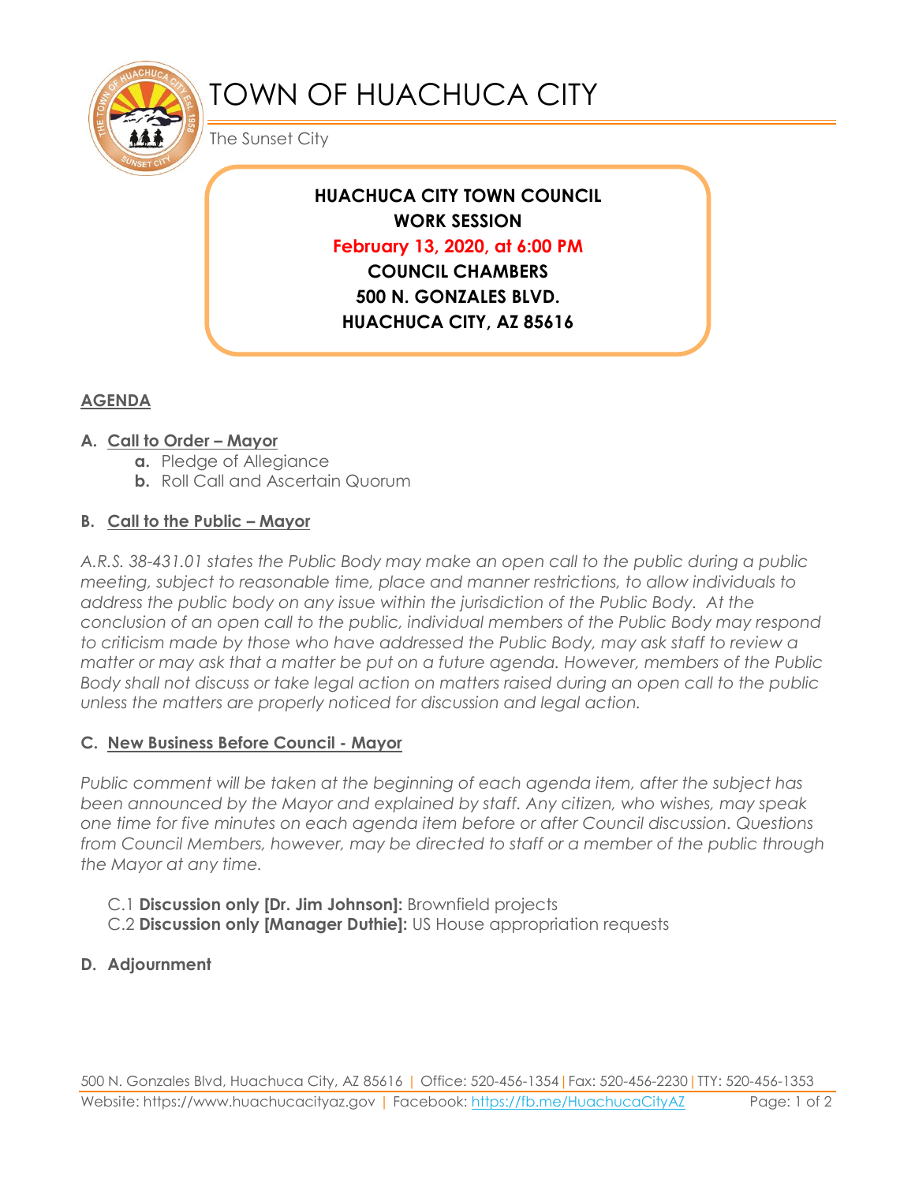# TOWN OF HUACHUCA CITY

The Sunset City

**HUACHUCA CITY TOWN COUNCIL**
**WORK SESSION**
**February 13, 2020, at 6:00 PM**
**COUNCIL CHAMBERS**
**500 N. GONZALES BLVD.**
**HUACHUCA CITY, AZ 85616**

## AGENDA

### A. Call to Order – Mayor

- **a.** Pledge of Allegiance
- **b.** Roll Call and Ascertain Quorum

### B. Call to the Public – Mayor

*A.R.S. 38-431.01 states the Public Body may make an open call to the public during a public meeting, subject to reasonable time, place and manner restrictions, to allow individuals to address the public body on any issue within the jurisdiction of the Public Body. At the conclusion of an open call to the public, individual members of the Public Body may respond to criticism made by those who have addressed the Public Body, may ask staff to review a matter or may ask that a matter be put on a future agenda. However, members of the Public Body shall not discuss or take legal action on matters raised during an open call to the public unless the matters are properly noticed for discussion and legal action.*

### C. New Business Before Council - Mayor

*Public comment will be taken at the beginning of each agenda item, after the subject has been announced by the Mayor and explained by staff. Any citizen, who wishes, may speak one time for five minutes on each agenda item before or after Council discussion. Questions from Council Members, however, may be directed to staff or a member of the public through the Mayor at any time.*

C.1 **Discussion only [Dr. Jim Johnson]:** Brownfield projects
C.2 **Discussion only [Manager Duthie]:** US House appropriation requests

### D. Adjournment

500 N. Gonzales Blvd, Huachuca City, AZ 85616 | Office: 520-456-1354 | Fax: 520-456-2230 | TTY: 520-456-1353
Website: https://www.huachucacityaz.gov | Facebook: https://fb.me/HuachucaCityAZ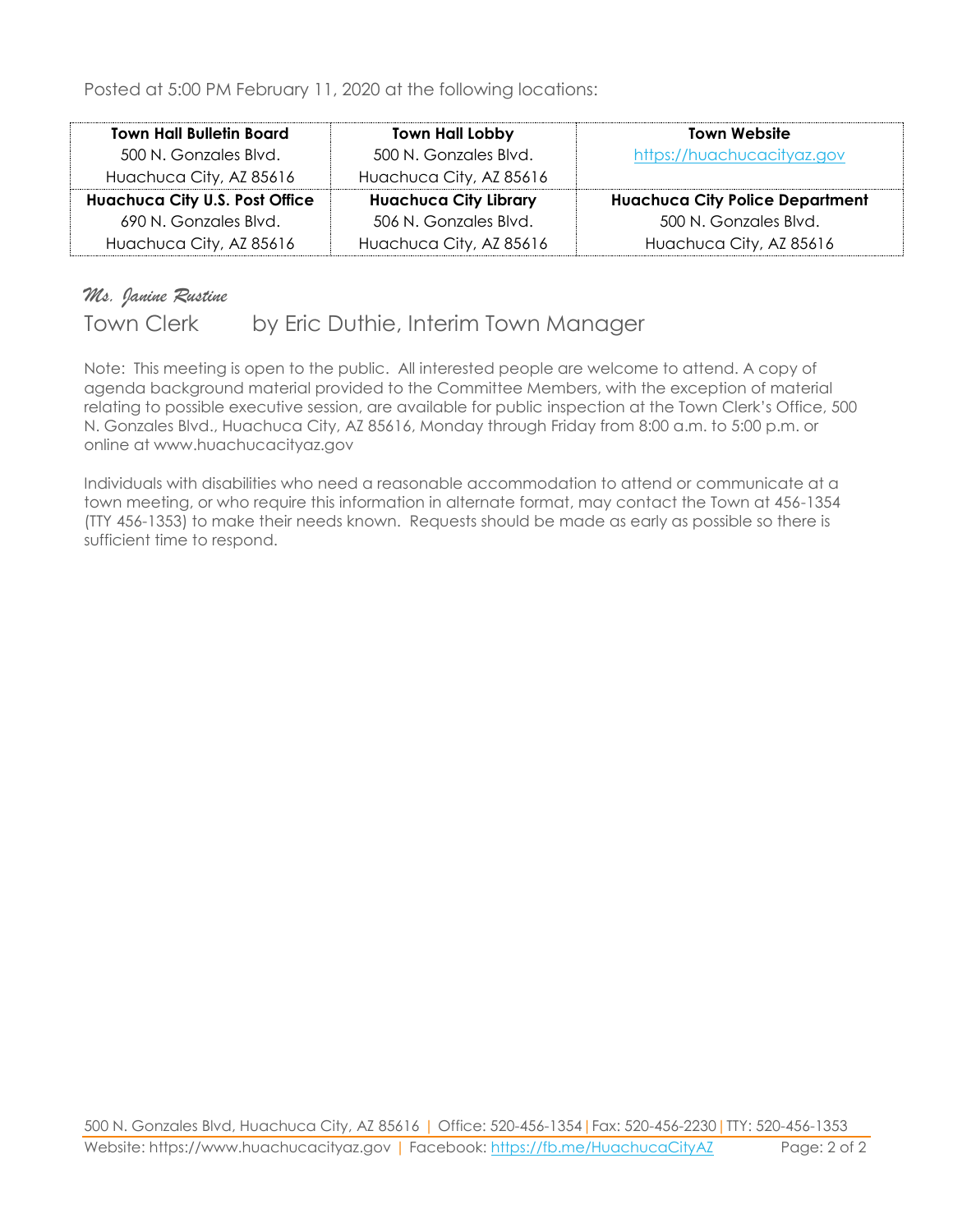Posted at 5:00 PM February 11, 2020 at the following locations:

| | | |
|---|---|---|
| **Town Hall Bulletin Board**<br>500 N. Gonzales Blvd.<br>Huachuca City, AZ 85616 | **Town Hall Lobby**<br>500 N. Gonzales Blvd.<br>Huachuca City, AZ 85616 | **Town Website**<br>https://huachucacityaz.gov |
| **Huachuca City U.S. Post Office**<br>690 N. Gonzales Blvd.<br>Huachuca City, AZ 85616 | **Huachuca City Library**<br>506 N. Gonzales Blvd.<br>Huachuca City, AZ 85616 | **Huachuca City Police Department**<br>500 N. Gonzales Blvd.<br>Huachuca City, AZ 85616 |

*Ms. Janine Rustine*

Town Clerk by Eric Duthie, Interim Town Manager

Note: This meeting is open to the public. All interested people are welcome to attend. A copy of agenda background material provided to the Committee Members, with the exception of material relating to possible executive session, are available for public inspection at the Town Clerk's Office, 500 N. Gonzales Blvd., Huachuca City, AZ 85616, Monday through Friday from 8:00 a.m. to 5:00 p.m. or online at www.huachucacityaz.gov

Individuals with disabilities who need a reasonable accommodation to attend or communicate at a town meeting, or who require this information in alternate format, may contact the Town at 456-1354 (TTY 456-1353) to make their needs known. Requests should be made as early as possible so there is sufficient time to respond.